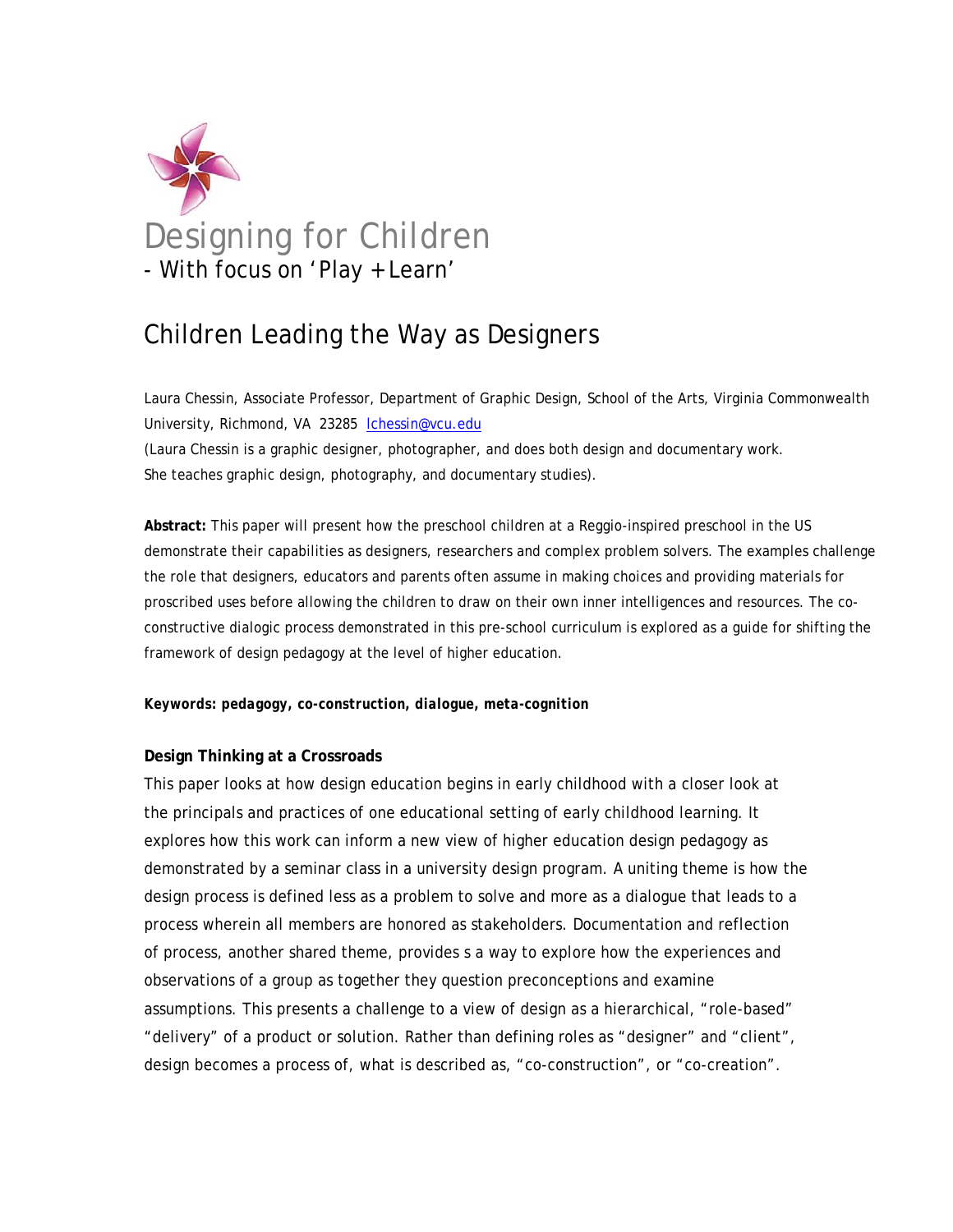# Designing for Children

- With focus on 'Play + Learn'

## Children Leading the Way as Designers

Laura Chessin, Associate Professor, Department of Graphic Design, School of the Arts, Virginia Commonwealth University, Richmond, VA 23285 lchessin@vcu.edu
(Laura Chessin is a graphic designer, photographer, and does both design and documentary work. She teaches graphic design, photography, and documentary studies).

**Abstract:** This paper will present how the preschool children at a Reggio-inspired preschool in the US demonstrate their capabilities as designers, researchers and complex problem solvers. The examples challenge the role that designers, educators and parents often assume in making choices and providing materials for proscribed uses before allowing the children to draw on their own inner intelligences and resources. The co-constructive dialogic process demonstrated in this pre-school curriculum is explored as a guide for shifting the framework of design pedagogy at the level of higher education.

***Keywords: pedagogy, co-construction, dialogue, meta-cognition***

### Design Thinking at a Crossroads

This paper looks at how design education begins in early childhood with a closer look at the principals and practices of one educational setting of early childhood learning. It explores how this work can inform a new view of higher education design pedagogy as demonstrated by a seminar class in a university design program. A uniting theme is how the design process is defined less as a problem to solve and more as a dialogue that leads to a process wherein all members are honored as stakeholders. Documentation and reflection of process, another shared theme, provides s a way to explore how the experiences and observations of a group as together they question preconceptions and examine assumptions. This presents a challenge to a view of design as a hierarchical, "role-based" "delivery" of a product or solution. Rather than defining roles as "designer" and "client", design becomes a process of, what is described as, "co-construction", or "co-creation".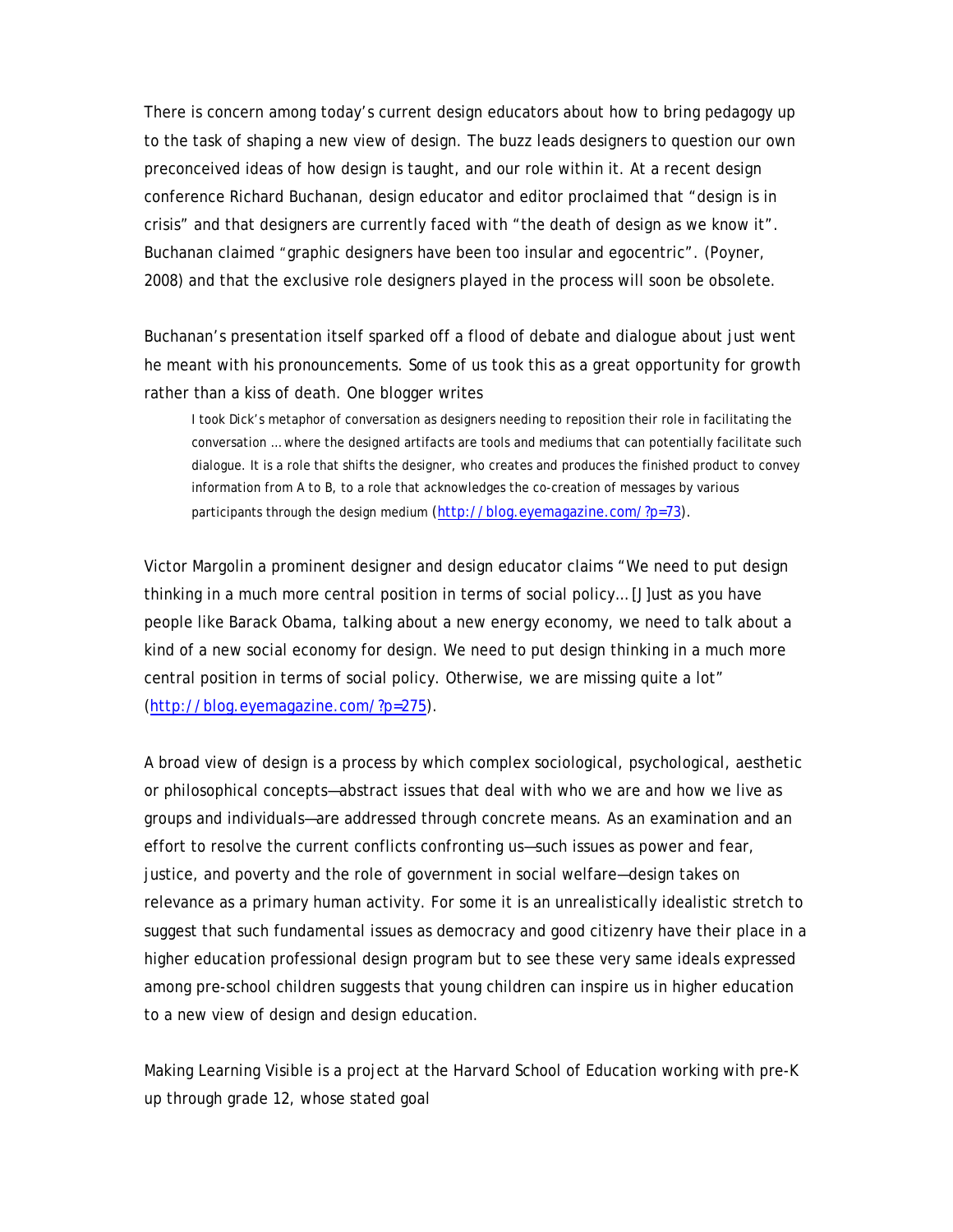There is concern among today's current design educators about how to bring pedagogy up to the task of shaping a new view of design. The buzz leads designers to question our own preconceived ideas of how design is taught, and our role within it. At a recent design conference Richard Buchanan, design educator and editor proclaimed that "design is in crisis" and that designers are currently faced with "the death of design as we know it". Buchanan claimed "graphic designers have been too insular and egocentric". (Poyner, 2008) and that the exclusive role designers played in the process will soon be obsolete.

Buchanan's presentation itself sparked off a flood of debate and dialogue about just went he meant with his pronouncements. Some of us took this as a great opportunity for growth rather than a kiss of death. One blogger writes

> I took Dick's metaphor of conversation as designers needing to reposition their role in facilitating the conversation … where the designed artifacts are tools and mediums that can potentially facilitate such dialogue. It is a role that shifts the designer, who creates and produces the finished product to convey information from A to B, to a role that acknowledges the co-creation of messages by various participants through the design medium (http://blog.eyemagazine.com/?p=73).

Victor Margolin a prominent designer and design educator claims "We need to put design thinking in a much more central position in terms of social policy… [J]ust as you have people like Barack Obama, talking about a new energy economy, we need to talk about a kind of a new social economy for design. We need to put design thinking in a much more central position in terms of social policy. Otherwise, we are missing quite a lot" (http://blog.eyemagazine.com/?p=275).

A broad view of design is a process by which complex sociological, psychological, aesthetic or philosophical concepts—abstract issues that deal with who we are and how we live as groups and individuals—are addressed through concrete means. As an examination and an effort to resolve the current conflicts confronting us—such issues as power and fear, justice, and poverty and the role of government in social welfare—design takes on relevance as a primary human activity. For some it is an unrealistically idealistic stretch to suggest that such fundamental issues as democracy and good citizenry have their place in a higher education professional design program but to see these very same ideals expressed among pre-school children suggests that young children can inspire us in higher education to a new view of design and design education.

Making Learning Visible is a project at the Harvard School of Education working with pre-K up through grade 12, whose stated goal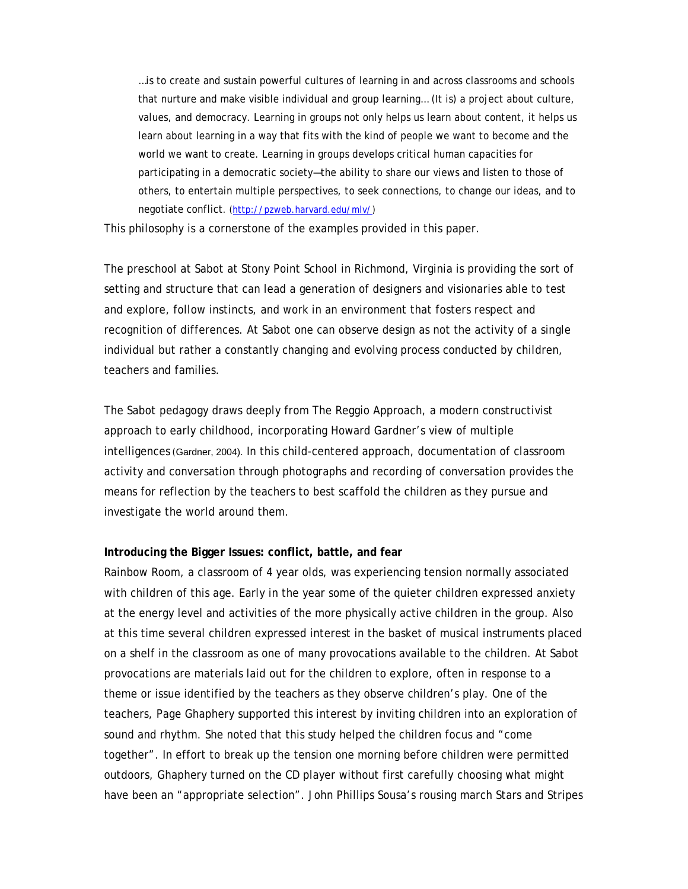> …is to create and sustain powerful cultures of learning in and across classrooms and schools that nurture and make visible individual and group learning… (It is) a project about culture, values, and democracy. Learning in groups not only helps us learn about content, it helps us learn about learning in a way that fits with the kind of people we want to become and the world we want to create. Learning in groups develops critical human capacities for participating in a democratic society—the ability to share our views and listen to those of others, to entertain multiple perspectives, to seek connections, to change our ideas, and to negotiate conflict. (http://pzweb.harvard.edu/mlv/)

This philosophy is a cornerstone of the examples provided in this paper.

The preschool at Sabot at Stony Point School in Richmond, Virginia is providing the sort of setting and structure that can lead a generation of designers and visionaries able to test and explore, follow instincts, and work in an environment that fosters respect and recognition of differences. At Sabot one can observe design as not the activity of a single individual but rather a constantly changing and evolving process conducted by children, teachers and families.

The Sabot pedagogy draws deeply from The Reggio Approach, a modern constructivist approach to early childhood, incorporating Howard Gardner's view of multiple intelligences (Gardner, 2004). In this child-centered approach, documentation of classroom activity and conversation through photographs and recording of conversation provides the means for reflection by the teachers to best scaffold the children as they pursue and investigate the world around them.

**Introducing the Bigger Issues: conflict, battle, and fear**

Rainbow Room, a classroom of 4 year olds, was experiencing tension normally associated with children of this age. Early in the year some of the quieter children expressed anxiety at the energy level and activities of the more physically active children in the group. Also at this time several children expressed interest in the basket of musical instruments placed on a shelf in the classroom as one of many provocations available to the children. At Sabot provocations are materials laid out for the children to explore, often in response to a theme or issue identified by the teachers as they observe children's play. One of the teachers, Page Ghaphery supported this interest by inviting children into an exploration of sound and rhythm. She noted that this study helped the children focus and "come together". In effort to break up the tension one morning before children were permitted outdoors, Ghaphery turned on the CD player without first carefully choosing what might have been an "appropriate selection". John Phillips Sousa's rousing march Stars and Stripes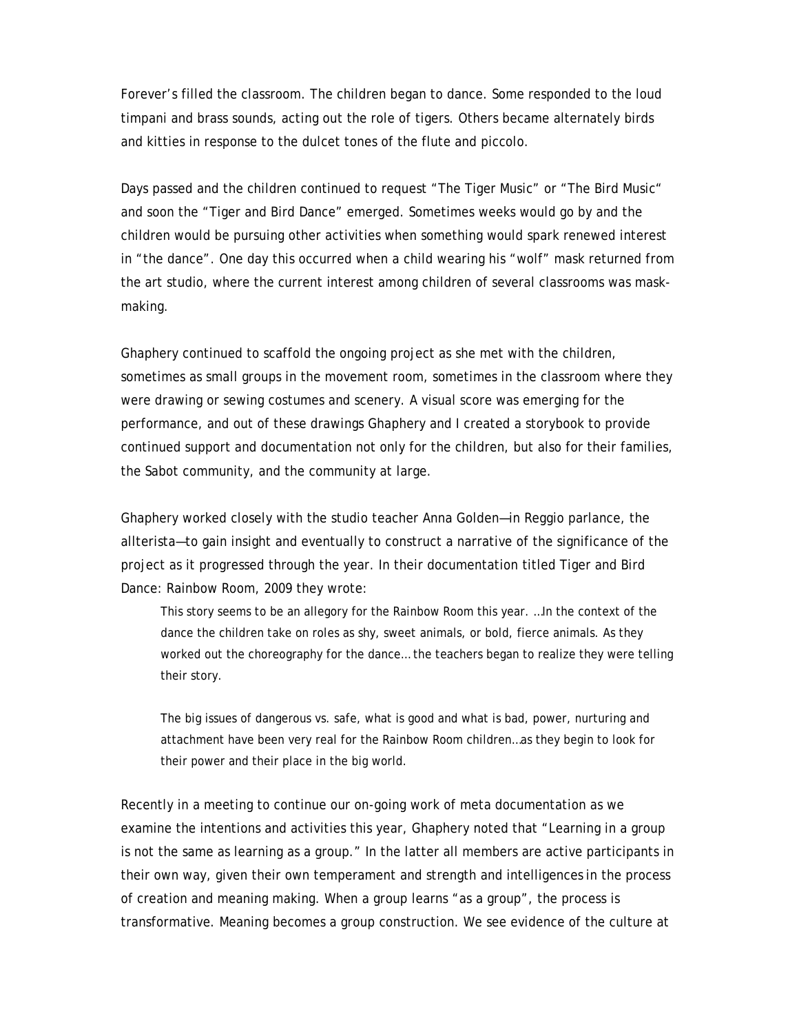Forever's filled the classroom. The children began to dance. Some responded to the loud timpani and brass sounds, acting out the role of tigers. Others became alternately birds and kitties in response to the dulcet tones of the flute and piccolo.

Days passed and the children continued to request "The Tiger Music" or "The Bird Music" and soon the "Tiger and Bird Dance" emerged. Sometimes weeks would go by and the children would be pursuing other activities when something would spark renewed interest in "the dance". One day this occurred when a child wearing his "wolf" mask returned from the art studio, where the current interest among children of several classrooms was mask-making.

Ghaphery continued to scaffold the ongoing project as she met with the children, sometimes as small groups in the movement room, sometimes in the classroom where they were drawing or sewing costumes and scenery. A visual score was emerging for the performance, and out of these drawings Ghaphery and I created a storybook to provide continued support and documentation not only for the children, but also for their families, the Sabot community, and the community at large.

Ghaphery worked closely with the studio teacher Anna Golden—in Reggio parlance, the allterista—to gain insight and eventually to construct a narrative of the significance of the project as it progressed through the year. In their documentation titled Tiger and Bird Dance: Rainbow Room, 2009 they wrote:

> This story seems to be an allegory for the Rainbow Room this year. …In the context of the dance the children take on roles as shy, sweet animals, or bold, fierce animals. As they worked out the choreography for the dance… the teachers began to realize they were telling their story.
>
> The big issues of dangerous vs. safe, what is good and what is bad, power, nurturing and attachment have been very real for the Rainbow Room children…as they begin to look for their power and their place in the big world.

Recently in a meeting to continue our on-going work of meta documentation as we examine the intentions and activities this year, Ghaphery noted that "Learning in a group is not the same as learning as a group." In the latter all members are active participants in their own way, given their own temperament and strength and intelligences in the process of creation and meaning making. When a group learns "as a group", the process is transformative. Meaning becomes a group construction. We see evidence of the culture at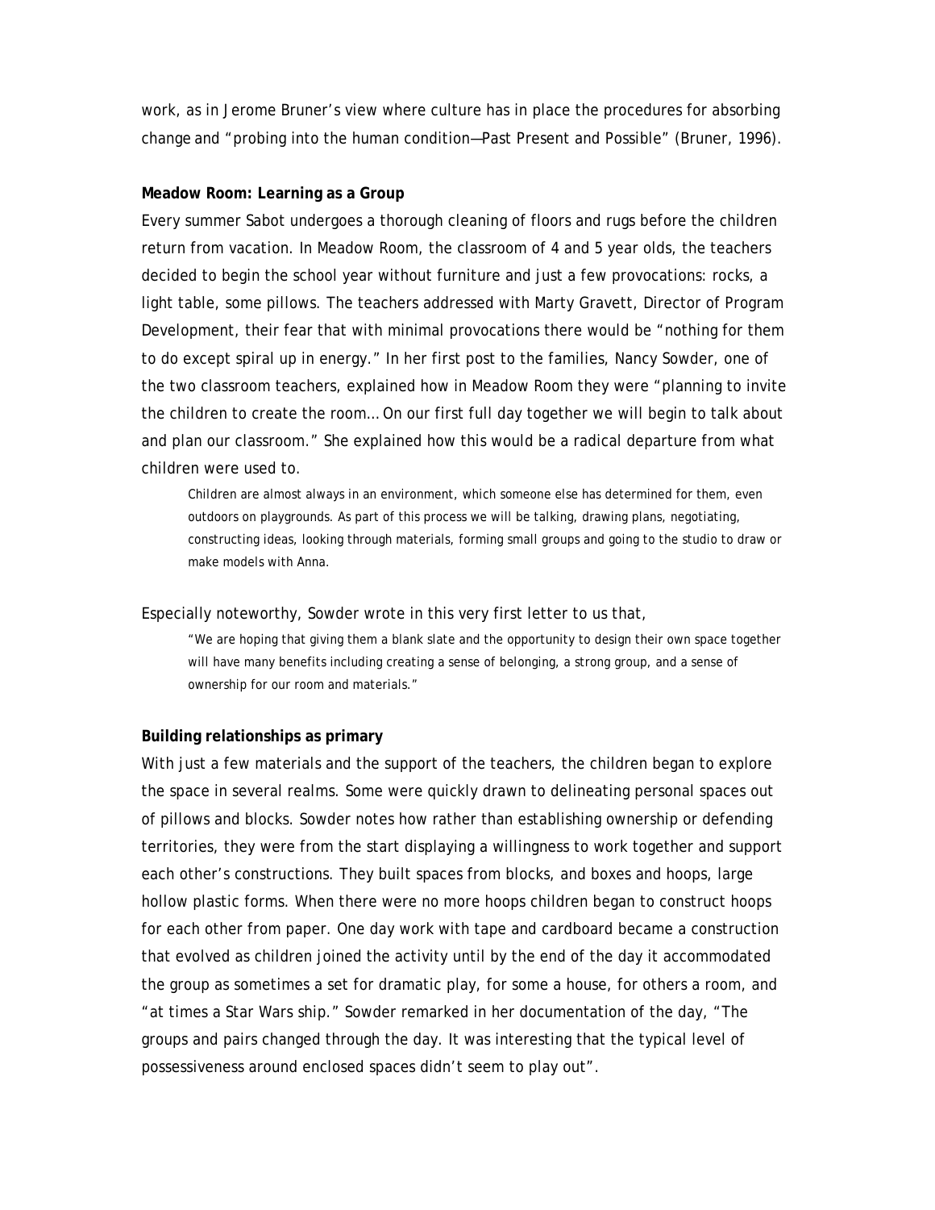work, as in Jerome Bruner's view where culture has in place the procedures for absorbing change and "probing into the human condition—Past Present and Possible" (Bruner, 1996).

**Meadow Room: Learning as a Group**

Every summer Sabot undergoes a thorough cleaning of floors and rugs before the children return from vacation. In Meadow Room, the classroom of 4 and 5 year olds, the teachers decided to begin the school year without furniture and just a few provocations: rocks, a light table, some pillows. The teachers addressed with Marty Gravett, Director of Program Development, their fear that with minimal provocations there would be "nothing for them to do except spiral up in energy." In her first post to the families, Nancy Sowder, one of the two classroom teachers, explained how in Meadow Room they were "planning to invite the children to create the room… On our first full day together we will begin to talk about and plan our classroom." She explained how this would be a radical departure from what children were used to.

> Children are almost always in an environment, which someone else has determined for them, even outdoors on playgrounds. As part of this process we will be talking, drawing plans, negotiating, constructing ideas, looking through materials, forming small groups and going to the studio to draw or make models with Anna.

Especially noteworthy, Sowder wrote in this very first letter to us that,

> "We are hoping that giving them a blank slate and the opportunity to design their own space together will have many benefits including creating a sense of belonging, a strong group, and a sense of ownership for our room and materials."

**Building relationships as primary**

With just a few materials and the support of the teachers, the children began to explore the space in several realms. Some were quickly drawn to delineating personal spaces out of pillows and blocks. Sowder notes how rather than establishing ownership or defending territories, they were from the start displaying a willingness to work together and support each other's constructions. They built spaces from blocks, and boxes and hoops, large hollow plastic forms. When there were no more hoops children began to construct hoops for each other from paper. One day work with tape and cardboard became a construction that evolved as children joined the activity until by the end of the day it accommodated the group as sometimes a set for dramatic play, for some a house, for others a room, and "at times a Star Wars ship." Sowder remarked in her documentation of the day, "The groups and pairs changed through the day. It was interesting that the typical level of possessiveness around enclosed spaces didn't seem to play out".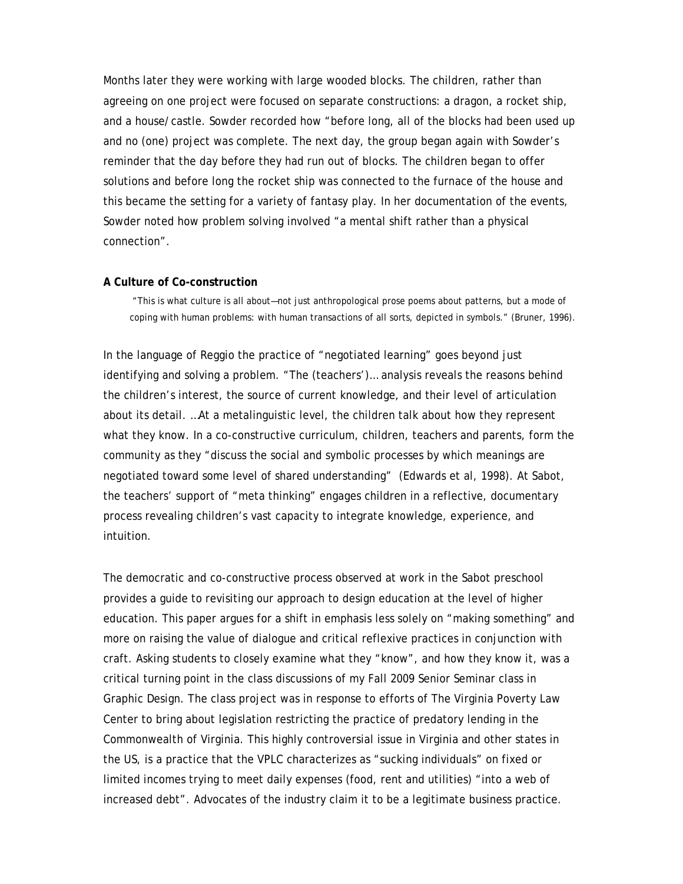Months later they were working with large wooded blocks. The children, rather than agreeing on one project were focused on separate constructions: a dragon, a rocket ship, and a house/castle. Sowder recorded how "before long, all of the blocks had been used up and no (one) project was complete. The next day, the group began again with Sowder's reminder that the day before they had run out of blocks. The children began to offer solutions and before long the rocket ship was connected to the furnace of the house and this became the setting for a variety of fantasy play. In her documentation of the events, Sowder noted how problem solving involved "a mental shift rather than a physical connection".

**A Culture of Co-construction**

> "This is what culture is all about—not just anthropological prose poems about patterns, but a mode of coping with human problems: with human transactions of all sorts, depicted in symbols." (Bruner, 1996).

In the language of Reggio the practice of "negotiated learning" goes beyond just identifying and solving a problem. "The (teachers')… analysis reveals the reasons behind the children's interest, the source of current knowledge, and their level of articulation about its detail. …At a metalinguistic level, the children talk about how they represent what they know. In a co-constructive curriculum, children, teachers and parents, form the community as they "discuss the social and symbolic processes by which meanings are negotiated toward some level of shared understanding" (Edwards et al, 1998). At Sabot, the teachers' support of "meta thinking" engages children in a reflective, documentary process revealing children's vast capacity to integrate knowledge, experience, and intuition.

The democratic and co-constructive process observed at work in the Sabot preschool provides a guide to revisiting our approach to design education at the level of higher education. This paper argues for a shift in emphasis less solely on "making something" and more on raising the value of dialogue and critical reflexive practices in conjunction with craft. Asking students to closely examine what they "know", and how they know it, was a critical turning point in the class discussions of my Fall 2009 Senior Seminar class in Graphic Design. The class project was in response to efforts of The Virginia Poverty Law Center to bring about legislation restricting the practice of predatory lending in the Commonwealth of Virginia. This highly controversial issue in Virginia and other states in the US, is a practice that the VPLC characterizes as "sucking individuals" on fixed or limited incomes trying to meet daily expenses (food, rent and utilities) "into a web of increased debt". Advocates of the industry claim it to be a legitimate business practice.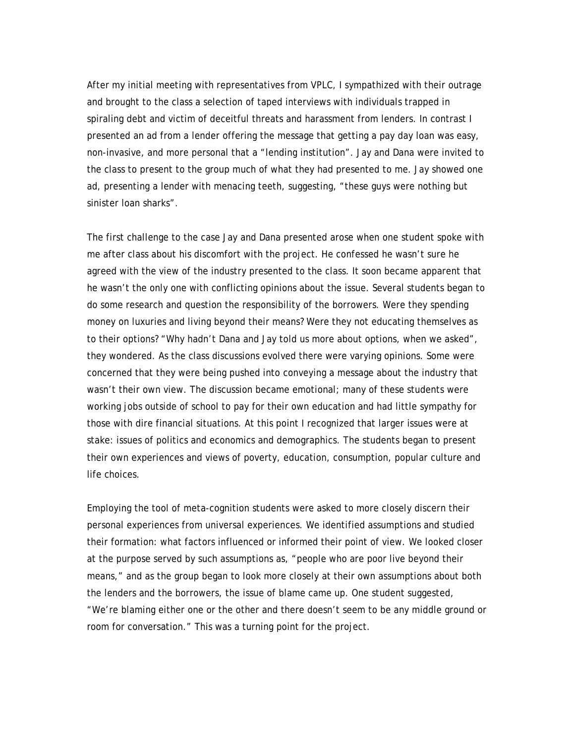After my initial meeting with representatives from VPLC, I sympathized with their outrage and brought to the class a selection of taped interviews with individuals trapped in spiraling debt and victim of deceitful threats and harassment from lenders. In contrast I presented an ad from a lender offering the message that getting a pay day loan was easy, non-invasive, and more personal that a "lending institution". Jay and Dana were invited to the class to present to the group much of what they had presented to me. Jay showed one ad, presenting a lender with menacing teeth, suggesting, "these guys were nothing but sinister loan sharks".

The first challenge to the case Jay and Dana presented arose when one student spoke with me after class about his discomfort with the project. He confessed he wasn't sure he agreed with the view of the industry presented to the class. It soon became apparent that he wasn't the only one with conflicting opinions about the issue. Several students began to do some research and question the responsibility of the borrowers. Were they spending money on luxuries and living beyond their means? Were they not educating themselves as to their options? "Why hadn't Dana and Jay told us more about options, when we asked", they wondered. As the class discussions evolved there were varying opinions. Some were concerned that they were being pushed into conveying a message about the industry that wasn't their own view. The discussion became emotional; many of these students were working jobs outside of school to pay for their own education and had little sympathy for those with dire financial situations. At this point I recognized that larger issues were at stake: issues of politics and economics and demographics. The students began to present their own experiences and views of poverty, education, consumption, popular culture and life choices.

Employing the tool of meta-cognition students were asked to more closely discern their personal experiences from universal experiences. We identified assumptions and studied their formation: what factors influenced or informed their point of view. We looked closer at the purpose served by such assumptions as, "people who are poor live beyond their means," and as the group began to look more closely at their own assumptions about both the lenders and the borrowers, the issue of blame came up. One student suggested, "We're blaming either one or the other and there doesn't seem to be any middle ground or room for conversation." This was a turning point for the project.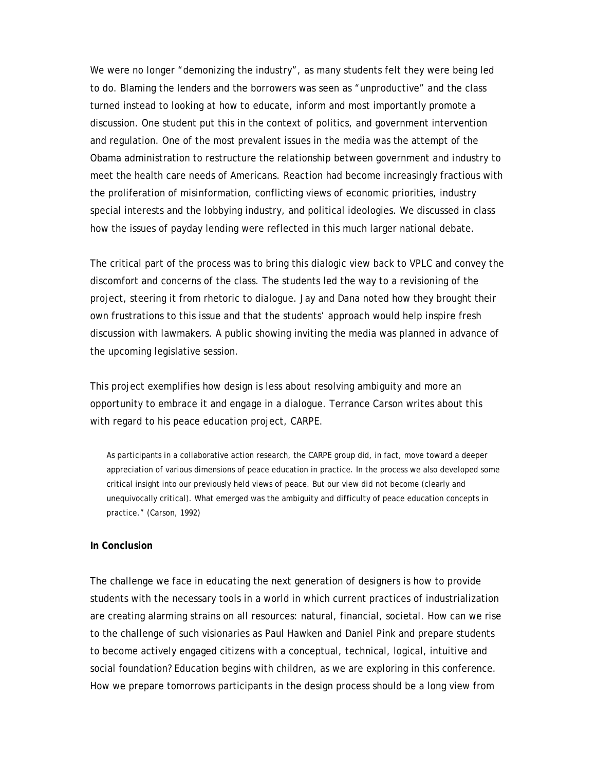We were no longer "demonizing the industry", as many students felt they were being led to do. Blaming the lenders and the borrowers was seen as "unproductive" and the class turned instead to looking at how to educate, inform and most importantly promote a discussion. One student put this in the context of politics, and government intervention and regulation. One of the most prevalent issues in the media was the attempt of the Obama administration to restructure the relationship between government and industry to meet the health care needs of Americans. Reaction had become increasingly fractious with the proliferation of misinformation, conflicting views of economic priorities, industry special interests and the lobbying industry, and political ideologies. We discussed in class how the issues of payday lending were reflected in this much larger national debate.

The critical part of the process was to bring this dialogic view back to VPLC and convey the discomfort and concerns of the class. The students led the way to a revisioning of the project, steering it from rhetoric to dialogue. Jay and Dana noted how they brought their own frustrations to this issue and that the students' approach would help inspire fresh discussion with lawmakers. A public showing inviting the media was planned in advance of the upcoming legislative session.

This project exemplifies how design is less about resolving ambiguity and more an opportunity to embrace it and engage in a dialogue. Terrance Carson writes about this with regard to his peace education project, CARPE.

> As participants in a collaborative action research, the CARPE group did, in fact, move toward a deeper appreciation of various dimensions of peace education in practice. In the process we also developed some critical insight into our previously held views of peace. But our view did not become (clearly and unequivocally critical). What emerged was the ambiguity and difficulty of peace education concepts in practice." (Carson, 1992)

**In Conclusion**

The challenge we face in educating the next generation of designers is how to provide students with the necessary tools in a world in which current practices of industrialization are creating alarming strains on all resources: natural, financial, societal. How can we rise to the challenge of such visionaries as Paul Hawken and Daniel Pink and prepare students to become actively engaged citizens with a conceptual, technical, logical, intuitive and social foundation? Education begins with children, as we are exploring in this conference. How we prepare tomorrows participants in the design process should be a long view from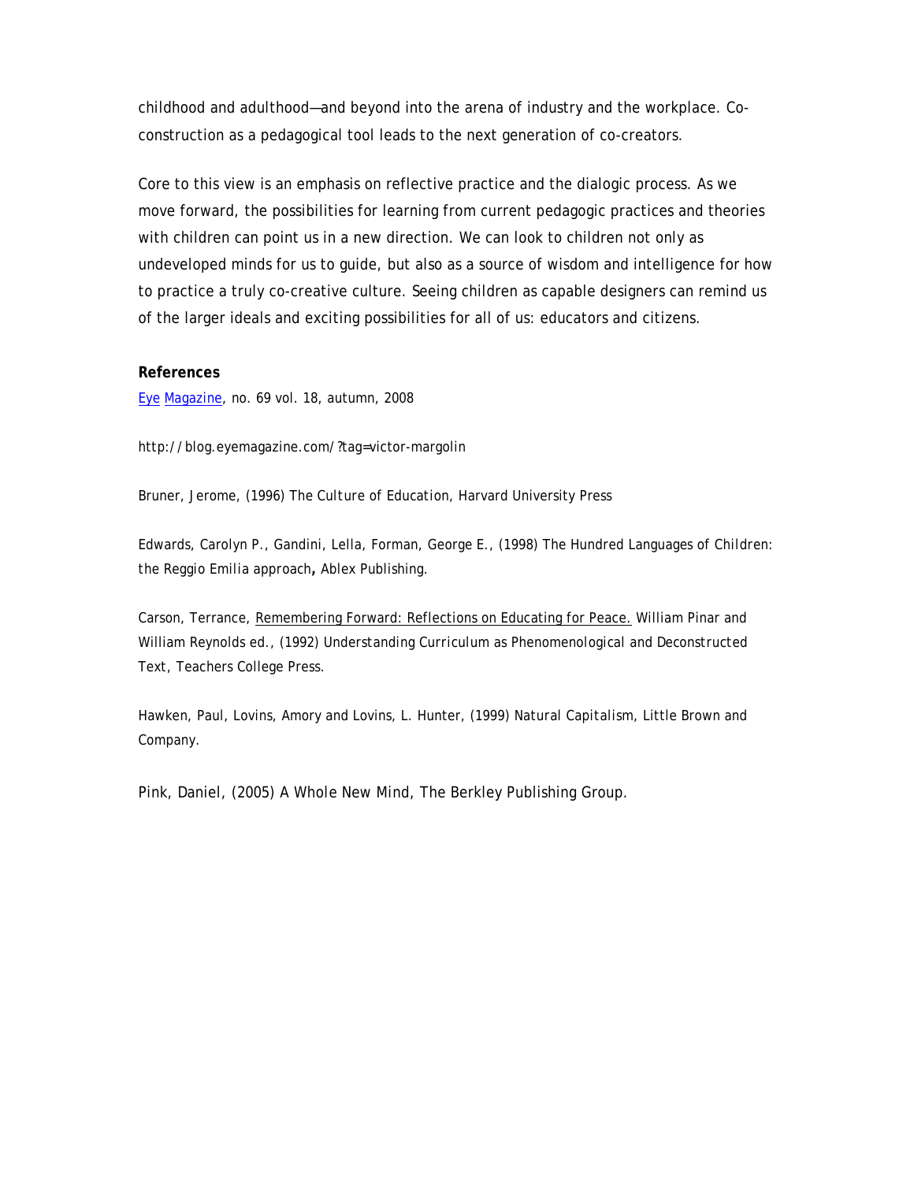childhood and adulthood—and beyond into the arena of industry and the workplace. Co-construction as a pedagogical tool leads to the next generation of co-creators.

Core to this view is an emphasis on reflective practice and the dialogic process. As we move forward, the possibilities for learning from current pedagogic practices and theories with children can point us in a new direction. We can look to children not only as undeveloped minds for us to guide, but also as a source of wisdom and intelligence for how to practice a truly co-creative culture. Seeing children as capable designers can remind us of the larger ideals and exciting possibilities for all of us: educators and citizens.

**References**

Eye Magazine, no. 69 vol. 18, autumn, 2008

http://blog.eyemagazine.com/?tag=victor-margolin

Bruner, Jerome, (1996) *The Culture of Education*, Harvard University Press

Edwards, Carolyn P., Gandini, Lella, Forman, George E., (1998) *The Hundred Languages of Children: the Reggio Emilia approach*, Ablex Publishing.

Carson, Terrance, Remembering Forward: Reflections on Educating for Peace. William Pinar and William Reynolds ed., (1992) *Understanding Curriculum as Phenomenological and Deconstructed Text*, Teachers College Press.

Hawken, Paul, Lovins, Amory and Lovins, L. Hunter, (1999) *Natural Capitalism*, Little Brown and Company.

Pink, Daniel, (2005) *A Whole New Mind*, The Berkley Publishing Group.